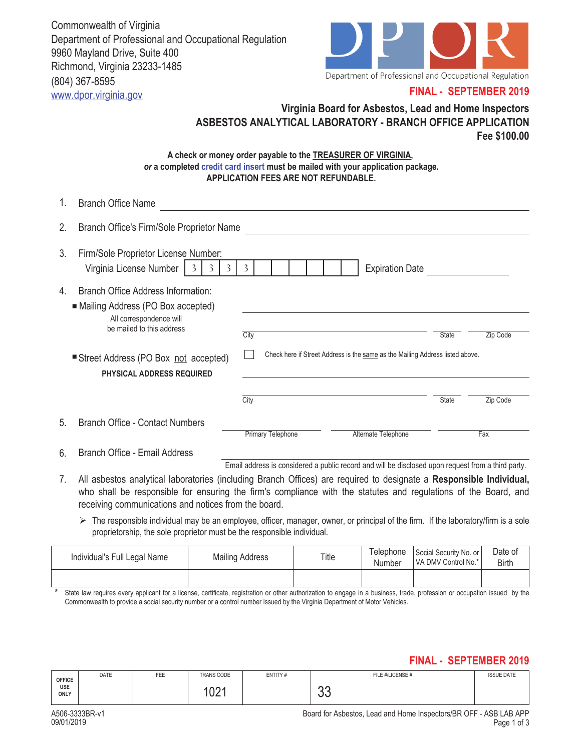Commonwealth of Virginia
Department of Professional and Occupational Regulation
9960 Mayland Drive, Suite 400
Richmond, Virginia 23233-1485
(804) 367-8595
www.dpor.virginia.gov

Department of Professional and Occupational Regulation

**FINAL - SEPTEMBER 2019**

## Virginia Board for Asbestos, Lead and Home Inspectors
## ASBESTOS ANALYTICAL LABORATORY - BRANCH OFFICE APPLICATION
**Fee $100.00**

**A check or money order payable to the TREASURER OF VIRGINIA,**
***or* a completed credit card insert must be mailed with your application package.**
**APPLICATION FEES ARE NOT REFUNDABLE.**

1. Branch Office Name ______________________________

2. Branch Office's Firm/Sole Proprietor Name ______________________________

3. Firm/Sole Proprietor License Number:
   Virginia License Number | 3 | 3 | 3 | 3 | | | | | | | Expiration Date ______________

4. Branch Office Address Information:
   - Mailing Address (PO Box accepted) ______________________________
     All correspondence will be mailed to this address
     City ______________ State ______ Zip Code ______
   - Street Address (PO Box not accepted) ☐ Check here if Street Address is the same as the Mailing Address listed above.
     **PHYSICAL ADDRESS REQUIRED** ______________________________
     City ______________ State ______ Zip Code ______

5. Branch Office - Contact Numbers ______________ Primary Telephone ______________ Alternate Telephone ______________ Fax

6. Branch Office - Email Address ______________________________
   Email address is considered a public record and will be disclosed upon request from a third party.

7. All asbestos analytical laboratories (including Branch Offices) are required to designate a **Responsible Individual,** who shall be responsible for ensuring the firm's compliance with the statutes and regulations of the Board, and receiving communications and notices from the board.
   - The responsible individual may be an employee, officer, manager, owner, or principal of the firm. If the laboratory/firm is a sole proprietorship, the sole proprietor must be the responsible individual.

| Individual's Full Legal Name | Mailing Address | Title | Telephone Number | Social Security No. or VA DMV Control No.* | Date of Birth |
|---|---|---|---|---|---|
| | | | | | |

\* State law requires every applicant for a license, certificate, registration or other authorization to engage in a business, trade, profession or occupation issued by the Commonwealth to provide a social security number or a control number issued by the Virginia Department of Motor Vehicles.

**FINAL - SEPTEMBER 2019**

| OFFICE USE ONLY | DATE | FEE | TRANS CODE | ENTITY # | FILE #/LICENSE # | ISSUE DATE |
|---|---|---|---|---|---|---|
| | | | 1021 | | 33 | |

A506-3333BR-v1
09/01/2019

Board for Asbestos, Lead and Home Inspectors/BR OFF - ASB LAB APP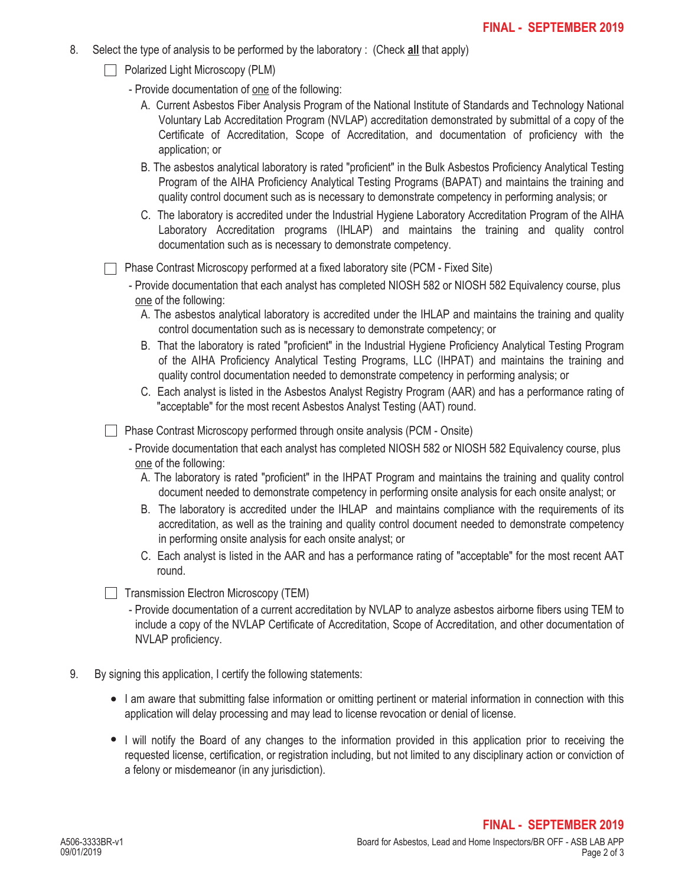8. Select the type of analysis to be performed by the laboratory : (Check **all** that apply)

   ☐ Polarized Light Microscopy (PLM)

   - Provide documentation of <u>one</u> of the following:

     A. Current Asbestos Fiber Analysis Program of the National Institute of Standards and Technology National Voluntary Lab Accreditation Program (NVLAP) accreditation demonstrated by submittal of a copy of the Certificate of Accreditation, Scope of Accreditation, and documentation of proficiency with the application; or

     B. The asbestos analytical laboratory is rated "proficient" in the Bulk Asbestos Proficiency Analytical Testing Program of the AIHA Proficiency Analytical Testing Programs (BAPAT) and maintains the training and quality control document such as is necessary to demonstrate competency in performing analysis; or

     C. The laboratory is accredited under the Industrial Hygiene Laboratory Accreditation Program of the AIHA Laboratory Accreditation programs (IHLAP) and maintains the training and quality control documentation such as is necessary to demonstrate competency.

   ☐ Phase Contrast Microscopy performed at a fixed laboratory site (PCM - Fixed Site)

   - Provide documentation that each analyst has completed NIOSH 582 or NIOSH 582 Equivalency course, plus <u>one</u> of the following:

     A. The asbestos analytical laboratory is accredited under the IHLAP and maintains the training and quality control documentation such as is necessary to demonstrate competency; or

     B. That the laboratory is rated "proficient" in the Industrial Hygiene Proficiency Analytical Testing Program of the AIHA Proficiency Analytical Testing Programs, LLC (IHPAT) and maintains the training and quality control documentation needed to demonstrate competency in performing analysis; or

     C. Each analyst is listed in the Asbestos Analyst Registry Program (AAR) and has a performance rating of "acceptable" for the most recent Asbestos Analyst Testing (AAT) round.

   ☐ Phase Contrast Microscopy performed through onsite analysis (PCM - Onsite)

   - Provide documentation that each analyst has completed NIOSH 582 or NIOSH 582 Equivalency course, plus <u>one</u> of the following:

     A. The laboratory is rated "proficient" in the IHPAT Program and maintains the training and quality control document needed to demonstrate competency in performing onsite analysis for each onsite analyst; or

     B. The laboratory is accredited under the IHLAP and maintains compliance with the requirements of its accreditation, as well as the training and quality control document needed to demonstrate competency in performing onsite analysis for each onsite analyst; or

     C. Each analyst is listed in the AAR and has a performance rating of "acceptable" for the most recent AAT round.

   ☐ Transmission Electron Microscopy (TEM)

   - Provide documentation of a current accreditation by NVLAP to analyze asbestos airborne fibers using TEM to include a copy of the NVLAP Certificate of Accreditation, Scope of Accreditation, and other documentation of NVLAP proficiency.

9. By signing this application, I certify the following statements:

   - I am aware that submitting false information or omitting pertinent or material information in connection with this application will delay processing and may lead to license revocation or denial of license.

   - I will notify the Board of any changes to the information provided in this application prior to receiving the requested license, certification, or registration including, but not limited to any disciplinary action or conviction of a felony or misdemeanor (in any jurisdiction).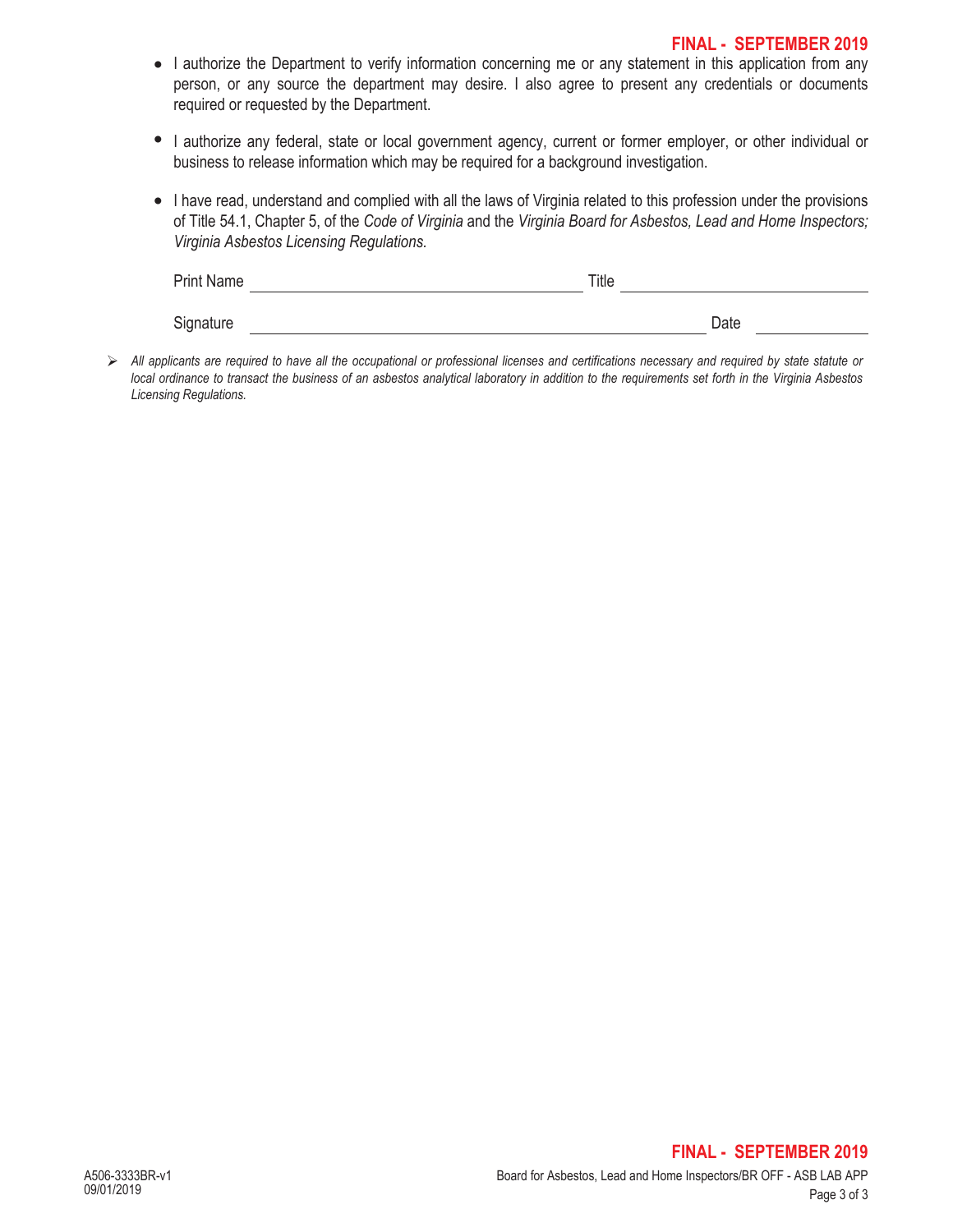- I authorize the Department to verify information concerning me or any statement in this application from any person, or any source the department may desire. I also agree to present any credentials or documents required or requested by the Department.

- I authorize any federal, state or local government agency, current or former employer, or other individual or business to release information which may be required for a background investigation.

- I have read, understand and complied with all the laws of Virginia related to this profession under the provisions of Title 54.1, Chapter 5, of the *Code of Virginia* and the *Virginia Board for Asbestos, Lead and Home Inspectors; Virginia Asbestos Licensing Regulations.*

Print Name ______________________________ Title ______________________

Signature ______________________________________ Date ____________

➢ *All applicants are required to have all the occupational or professional licenses and certifications necessary and required by state statute or local ordinance to transact the business of an asbestos analytical laboratory in addition to the requirements set forth in the Virginia Asbestos Licensing Regulations.*